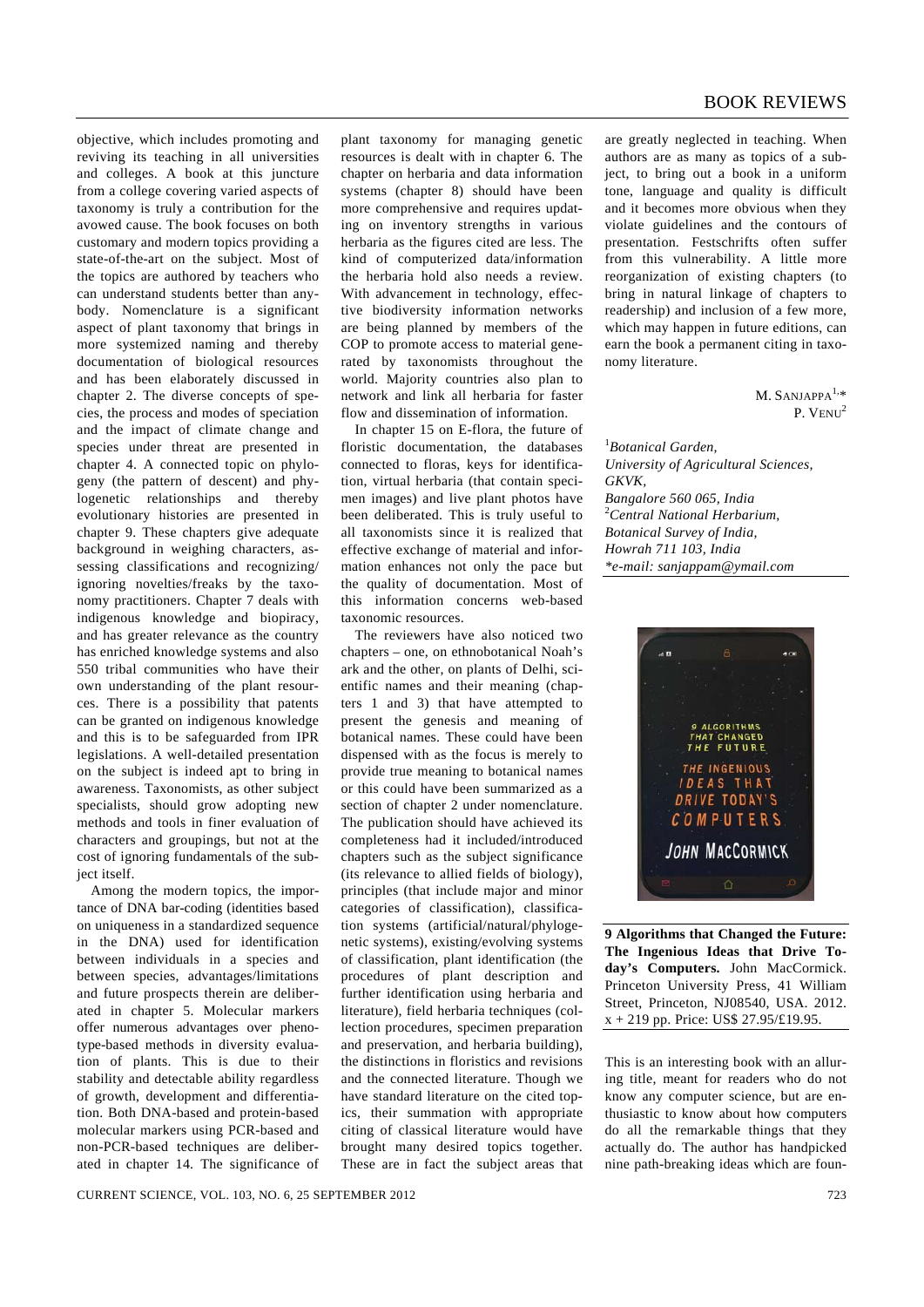objective, which includes promoting and reviving its teaching in all universities and colleges. A book at this juncture from a college covering varied aspects of taxonomy is truly a contribution for the avowed cause. The book focuses on both customary and modern topics providing a state-of-the-art on the subject. Most of the topics are authored by teachers who can understand students better than anybody. Nomenclature is a significant aspect of plant taxonomy that brings in more systemized naming and thereby documentation of biological resources and has been elaborately discussed in chapter 2. The diverse concepts of species, the process and modes of speciation and the impact of climate change and species under threat are presented in chapter 4. A connected topic on phylogeny (the pattern of descent) and phylogenetic relationships and thereby evolutionary histories are presented in chapter 9. These chapters give adequate background in weighing characters, assessing classifications and recognizing/ignoring novelties/freaks by the taxonomy practitioners. Chapter 7 deals with indigenous knowledge and biopiracy, and has greater relevance as the country has enriched knowledge systems and also 550 tribal communities who have their own understanding of the plant resources. There is a possibility that patents can be granted on indigenous knowledge and this is to be safeguarded from IPR legislations. A well-detailed presentation on the subject is indeed apt to bring in awareness. Taxonomists, as other subject specialists, should grow adopting new methods and tools in finer evaluation of characters and groupings, but not at the cost of ignoring fundamentals of the subject itself.

Among the modern topics, the importance of DNA bar-coding (identities based on uniqueness in a standardized sequence in the DNA) used for identification between individuals in a species and between species, advantages/limitations and future prospects therein are deliberated in chapter 5. Molecular markers offer numerous advantages over phenotype-based methods in diversity evaluation of plants. This is due to their stability and detectable ability regardless of growth, development and differentiation. Both DNA-based and protein-based molecular markers using PCR-based and non-PCR-based techniques are deliberated in chapter 14. The significance of plant taxonomy for managing genetic resources is dealt with in chapter 6. The chapter on herbaria and data information systems (chapter 8) should have been more comprehensive and requires updating on inventory strengths in various herbaria as the figures cited are less. The kind of computerized data/information the herbaria hold also needs a review. With advancement in technology, effective biodiversity information networks are being planned by members of the COP to promote access to material generated by taxonomists throughout the world. Majority countries also plan to network and link all herbaria for faster flow and dissemination of information.

In chapter 15 on E-flora, the future of floristic documentation, the databases connected to floras, keys for identification, virtual herbaria (that contain specimen images) and live plant photos have been deliberated. This is truly useful to all taxonomists since it is realized that effective exchange of material and information enhances not only the pace but the quality of documentation. Most of this information concerns web-based taxonomic resources.

The reviewers have also noticed two chapters – one, on ethnobotanical Noah's ark and the other, on plants of Delhi, scientific names and their meaning (chapters 1 and 3) that have attempted to present the genesis and meaning of botanical names. These could have been dispensed with as the focus is merely to provide true meaning to botanical names or this could have been summarized as a section of chapter 2 under nomenclature. The publication should have achieved its completeness had it included/introduced chapters such as the subject significance (its relevance to allied fields of biology), principles (that include major and minor categories of classification), classification systems (artificial/natural/phylogenetic systems), existing/evolving systems of classification, plant identification (the procedures of plant description and further identification using herbaria and literature), field herbaria techniques (collection procedures, specimen preparation and preservation, and herbaria building), the distinctions in floristics and revisions and the connected literature. Though we have standard literature on the cited topics, their summation with appropriate citing of classical literature would have brought many desired topics together. These are in fact the subject areas that are greatly neglected in teaching. When authors are as many as topics of a subject, to bring out a book in a uniform tone, language and quality is difficult and it becomes more obvious when they violate guidelines and the contours of presentation. Festschrifts often suffer from this vulnerability. A little more reorganization of existing chapters (to bring in natural linkage of chapters to readership) and inclusion of a few more, which may happen in future editions, can earn the book a permanent citing in taxonomy literature.

M. Sanjappa[1,*]
P. Venu[2]

[1]*Botanical Garden,*
*University of Agricultural Sciences,*
*GKVK,*
*Bangalore 560 065, India*
[2]*Central National Herbarium,*
*Botanical Survey of India,*
*Howrah 711 103, India*
*\*e-mail: sanjappam@ymail.com*

**9 Algorithms that Changed the Future: The Ingenious Ideas that Drive Today's Computers.** John MacCormick. Princeton University Press, 41 William Street, Princeton, NJ08540, USA. 2012. x + 219 pp. Price: US$ 27.95/£19.95.

This is an interesting book with an alluring title, meant for readers who do not know any computer science, but are enthusiastic to know about how computers do all the remarkable things that they actually do. The author has handpicked nine path-breaking ideas which are foun-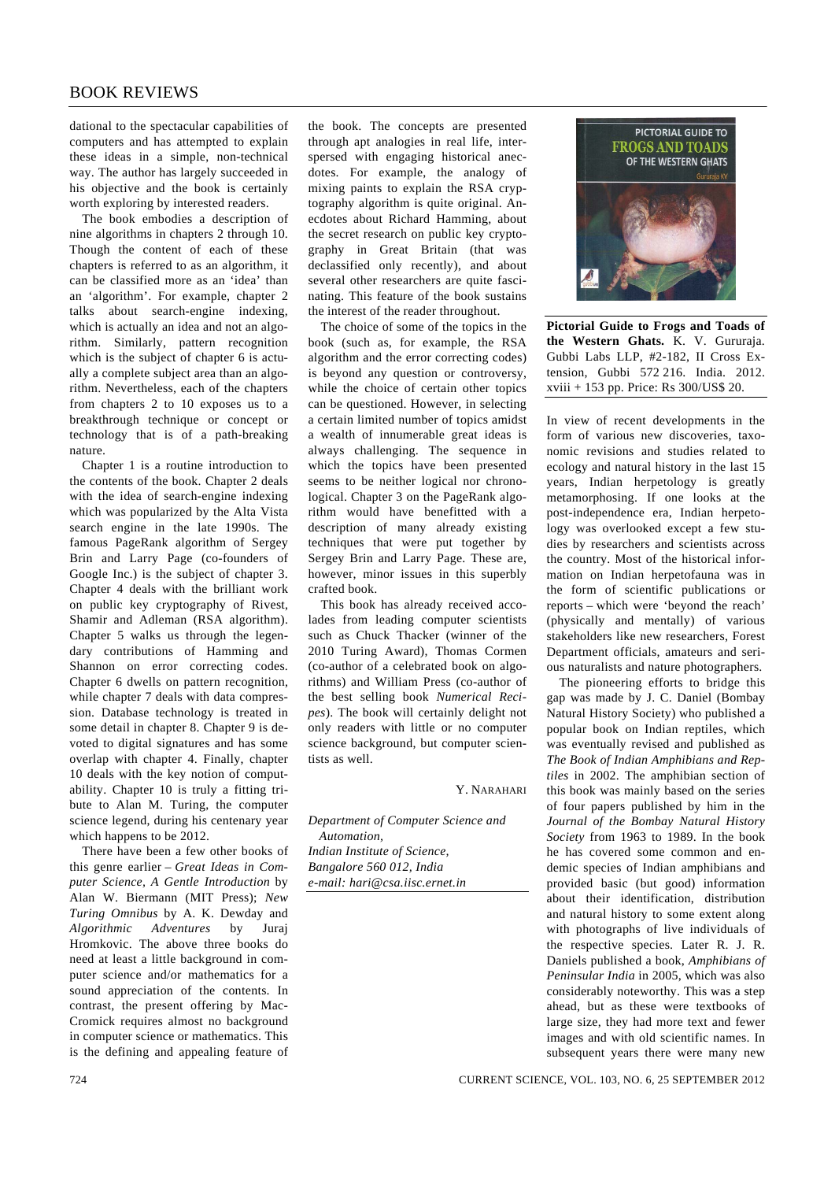dational to the spectacular capabilities of computers and has attempted to explain these ideas in a simple, non-technical way. The author has largely succeeded in his objective and the book is certainly worth exploring by interested readers.

The book embodies a description of nine algorithms in chapters 2 through 10. Though the content of each of these chapters is referred to as an algorithm, it can be classified more as an 'idea' than an 'algorithm'. For example, chapter 2 talks about search-engine indexing, which is actually an idea and not an algorithm. Similarly, pattern recognition which is the subject of chapter 6 is actually a complete subject area than an algorithm. Nevertheless, each of the chapters from chapters 2 to 10 exposes us to a breakthrough technique or concept or technology that is of a path-breaking nature.

Chapter 1 is a routine introduction to the contents of the book. Chapter 2 deals with the idea of search-engine indexing which was popularized by the Alta Vista search engine in the late 1990s. The famous PageRank algorithm of Sergey Brin and Larry Page (co-founders of Google Inc.) is the subject of chapter 3. Chapter 4 deals with the brilliant work on public key cryptography of Rivest, Shamir and Adleman (RSA algorithm). Chapter 5 walks us through the legendary contributions of Hamming and Shannon on error correcting codes. Chapter 6 dwells on pattern recognition, while chapter 7 deals with data compression. Database technology is treated in some detail in chapter 8. Chapter 9 is devoted to digital signatures and has some overlap with chapter 4. Finally, chapter 10 deals with the key notion of computability. Chapter 10 is truly a fitting tribute to Alan M. Turing, the computer science legend, during his centenary year which happens to be 2012.

There have been a few other books of this genre earlier – *Great Ideas in Computer Science, A Gentle Introduction* by Alan W. Biermann (MIT Press); *New Turing Omnibus* by A. K. Dewday and *Algorithmic Adventures* by Juraj Hromkovic. The above three books do need at least a little background in computer science and/or mathematics for a sound appreciation of the contents. In contrast, the present offering by MacCromick requires almost no background in computer science or mathematics. This is the defining and appealing feature of the book. The concepts are presented through apt analogies in real life, interspersed with engaging historical anecdotes. For example, the analogy of mixing paints to explain the RSA cryptography algorithm is quite original. Anecdotes about Richard Hamming, about the secret research on public key cryptography in Great Britain (that was declassified only recently), and about several other researchers are quite fascinating. This feature of the book sustains the interest of the reader throughout.

The choice of some of the topics in the book (such as, for example, the RSA algorithm and the error correcting codes) is beyond any question or controversy, while the choice of certain other topics can be questioned. However, in selecting a certain limited number of topics amidst a wealth of innumerable great ideas is always challenging. The sequence in which the topics have been presented seems to be neither logical nor chronological. Chapter 3 on the PageRank algorithm would have benefitted with a description of many already existing techniques that were put together by Sergey Brin and Larry Page. These are, however, minor issues in this superbly crafted book.

This book has already received accolades from leading computer scientists such as Chuck Thacker (winner of the 2010 Turing Award), Thomas Cormen (co-author of a celebrated book on algorithms) and William Press (co-author of the best selling book *Numerical Recipes*). The book will certainly delight not only readers with little or no computer science background, but computer scientists as well.

Y. NARAHARI

*Department of Computer Science and Automation,*
*Indian Institute of Science,*
*Bangalore 560 012, India*
*e-mail: hari@csa.iisc.ernet.in*

**Pictorial Guide to Frogs and Toads of the Western Ghats.** K. V. Gururaja. Gubbi Labs LLP, #2-182, II Cross Extension, Gubbi 572 216. India. 2012. xviii + 153 pp. Price: Rs 300/US$ 20.

In view of recent developments in the form of various new discoveries, taxonomic revisions and studies related to ecology and natural history in the last 15 years, Indian herpetology is greatly metamorphosing. If one looks at the post-independence era, Indian herpetology was overlooked except a few studies by researchers and scientists across the country. Most of the historical information on Indian herpetofauna was in the form of scientific publications or reports – which were 'beyond the reach' (physically and mentally) of various stakeholders like new researchers, Forest Department officials, amateurs and serious naturalists and nature photographers.

The pioneering efforts to bridge this gap was made by J. C. Daniel (Bombay Natural History Society) who published a popular book on Indian reptiles, which was eventually revised and published as *The Book of Indian Amphibians and Reptiles* in 2002. The amphibian section of this book was mainly based on the series of four papers published by him in the *Journal of the Bombay Natural History Society* from 1963 to 1989. In the book he has covered some common and endemic species of Indian amphibians and provided basic (but good) information about their identification, distribution and natural history to some extent along with photographs of live individuals of the respective species. Later R. J. R. Daniels published a book, *Amphibians of Peninsular India* in 2005, which was also considerably noteworthy. This was a step ahead, but as these were textbooks of large size, they had more text and fewer images and with old scientific names. In subsequent years there were many new